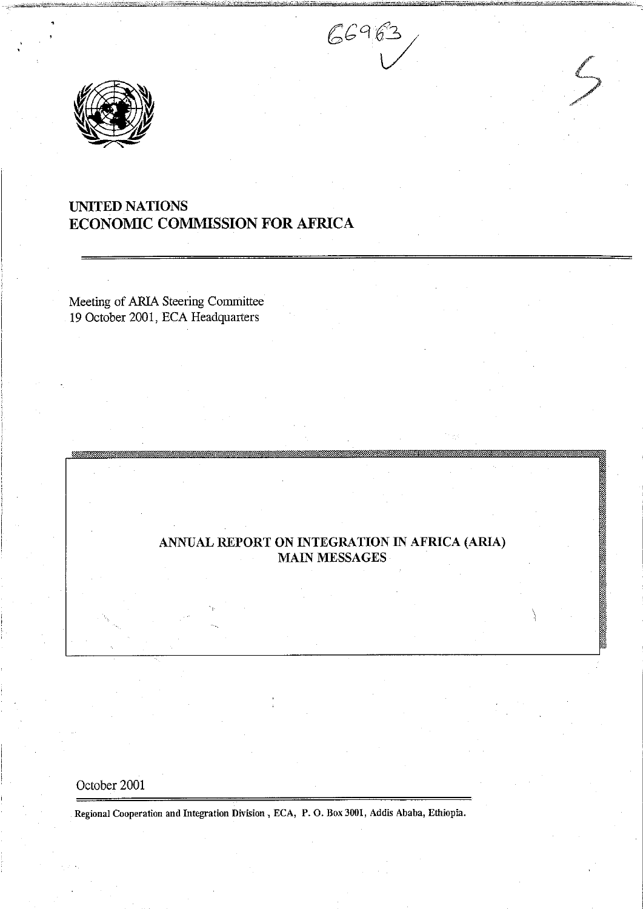66963

# UNITED NATIONS
# ECONOMIC COMMISSION FOR AFRICA

Meeting of ARIA Steering Committee
19 October 2001, ECA Headquarters

## ANNUAL REPORT ON INTEGRATION IN AFRICA (ARIA)
## MAIN MESSAGES

October 2001

**Regional Cooperation and Integration Division , ECA, P. O. Box 3001, Addis Ababa, Ethiopia.**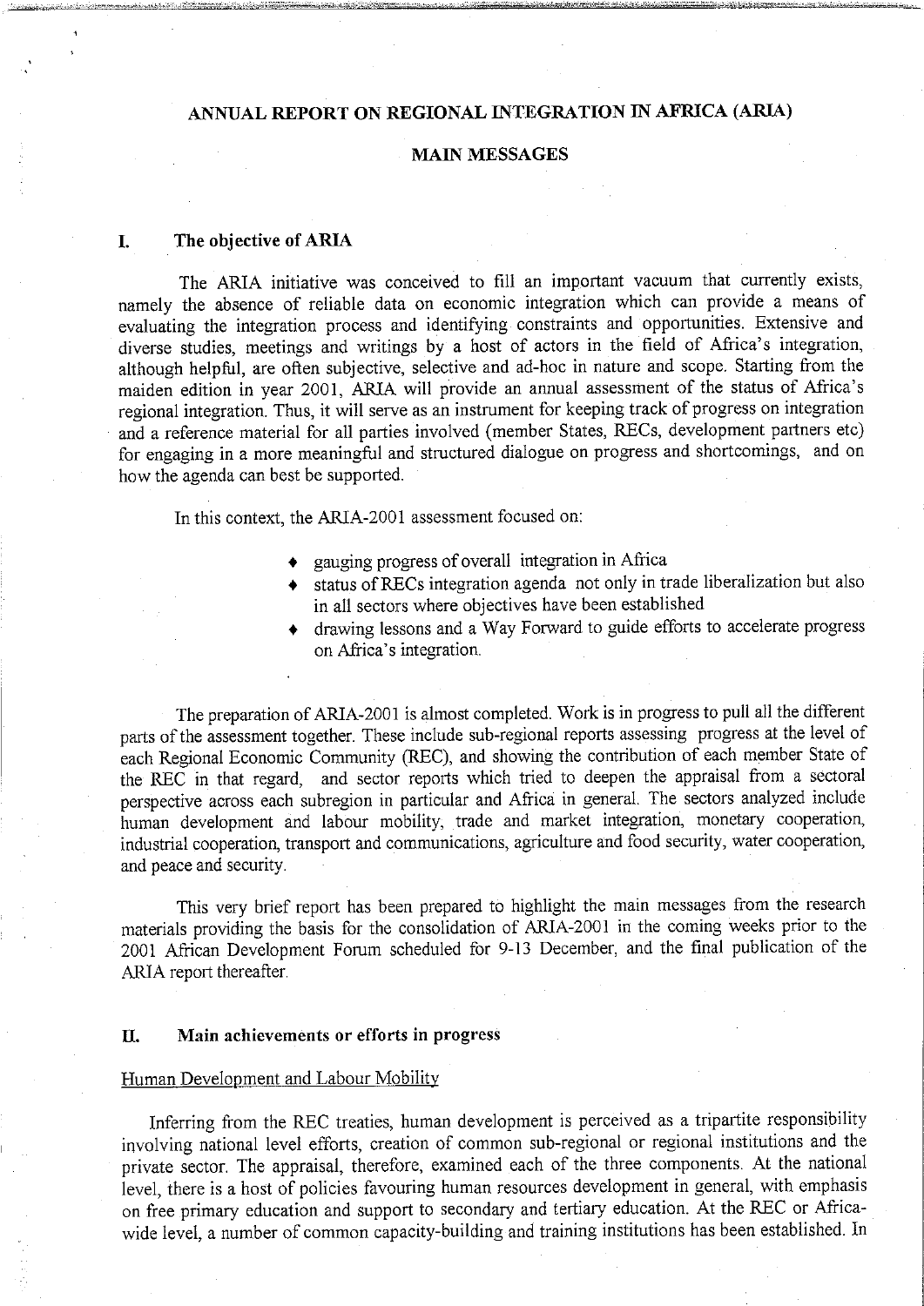# ANNUAL REPORT ON REGIONAL INTEGRATION IN AFRICA (ARIA)

## MAIN MESSAGES

## I. The objective of ARIA

The ARIA initiative was conceived to fill an important vacuum that currently exists, namely the absence of reliable data on economic integration which can provide a means of evaluating the integration process and identifying constraints and opportunities. Extensive and diverse studies, meetings and writings by a host of actors in the field of Africa's integration, although helpful, are often subjective, selective and ad-hoc in nature and scope. Starting from the maiden edition in year 2001, ARIA will provide an annual assessment of the status of Africa's regional integration. Thus, it will serve as an instrument for keeping track of progress on integration and a reference material for all parties involved (member States, RECs, development partners etc) for engaging in a more meaningful and structured dialogue on progress and shortcomings, and on how the agenda can best be supported.

In this context, the ARIA-2001 assessment focused on:

- gauging progress of overall integration in Africa
- status of RECs integration agenda not only in trade liberalization but also in all sectors where objectives have been established
- drawing lessons and a Way Forward to guide efforts to accelerate progress on Africa's integration.

The preparation of ARIA-2001 is almost completed. Work is in progress to pull all the different parts of the assessment together. These include sub-regional reports assessing progress at the level of each Regional Economic Community (REC), and showing the contribution of each member State of the REC in that regard, and sector reports which tried to deepen the appraisal from a sectoral perspective across each subregion in particular and Africa in general. The sectors analyzed include human development and labour mobility, trade and market integration, monetary cooperation, industrial cooperation, transport and communications, agriculture and food security, water cooperation, and peace and security.

This very brief report has been prepared to highlight the main messages from the research materials providing the basis for the consolidation of ARIA-2001 in the coming weeks prior to the 2001 African Development Forum scheduled for 9-13 December, and the final publication of the ARIA report thereafter.

## II. Main achievements or efforts in progress

### Human Development and Labour Mobility

Inferring from the REC treaties, human development is perceived as a tripartite responsibility involving national level efforts, creation of common sub-regional or regional institutions and the private sector. The appraisal, therefore, examined each of the three components. At the national level, there is a host of policies favouring human resources development in general, with emphasis on free primary education and support to secondary and tertiary education. At the REC or Africa-wide level, a number of common capacity-building and training institutions has been established. In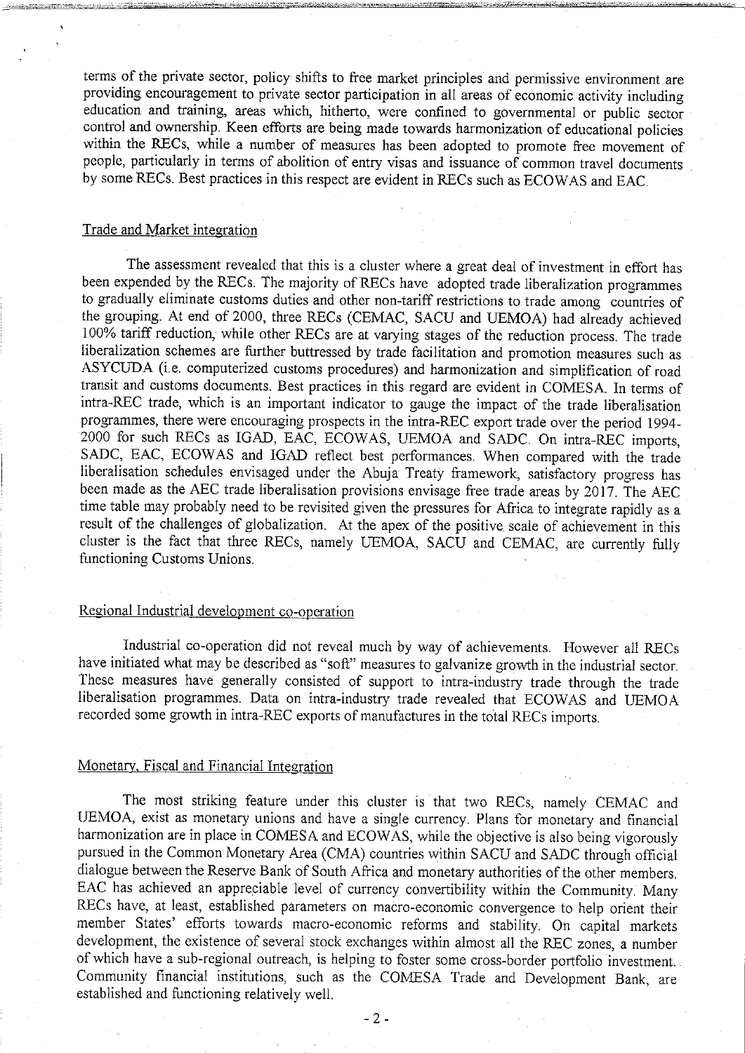terms of the private sector, policy shifts to free market principles and permissive environment are providing encouragement to private sector participation in all areas of economic activity including education and training, areas which, hitherto, were confined to governmental or public sector control and ownership. Keen efforts are being made towards harmonization of educational policies within the RECs, while a number of measures has been adopted to promote free movement of people, particularly in terms of abolition of entry visas and issuance of common travel documents by some RECs. Best practices in this respect are evident in RECs such as ECOWAS and EAC.

## Trade and Market integration

The assessment revealed that this is a cluster where a great deal of investment in effort has been expended by the RECs. The majority of RECs have adopted trade liberalization programmes to gradually eliminate customs duties and other non-tariff restrictions to trade among countries of the grouping. At end of 2000, three RECs (CEMAC, SACU and UEMOA) had already achieved 100% tariff reduction, while other RECs are at varying stages of the reduction process. The trade liberalization schemes are further buttressed by trade facilitation and promotion measures such as ASYCUDA (i.e. computerized customs procedures) and harmonization and simplification of road transit and customs documents. Best practices in this regard are evident in COMESA. In terms of intra-REC trade, which is an important indicator to gauge the impact of the trade liberalisation programmes, there were encouraging prospects in the intra-REC export trade over the period 1994-2000 for such RECs as IGAD, EAC, ECOWAS, UEMOA and SADC. On intra-REC imports, SADC, EAC, ECOWAS and IGAD reflect best performances. When compared with the trade liberalisation schedules envisaged under the Abuja Treaty framework, satisfactory progress has been made as the AEC trade liberalisation provisions envisage free trade areas by 2017. The AEC time table may probably need to be revisited given the pressures for Africa to integrate rapidly as a result of the challenges of globalization. At the apex of the positive scale of achievement in this cluster is the fact that three RECs, namely UEMOA, SACU and CEMAC, are currently fully functioning Customs Unions.

## Regional Industrial development co-operation

Industrial co-operation did not reveal much by way of achievements. However all RECs have initiated what may be described as "soft" measures to galvanize growth in the industrial sector. These measures have generally consisted of support to intra-industry trade through the trade liberalisation programmes. Data on intra-industry trade revealed that ECOWAS and UEMOA recorded some growth in intra-REC exports of manufactures in the total RECs imports.

## Monetary, Fiscal and Financial Integration

The most striking feature under this cluster is that two RECs, namely CEMAC and UEMOA, exist as monetary unions and have a single currency. Plans for monetary and financial harmonization are in place in COMESA and ECOWAS, while the objective is also being vigorously pursued in the Common Monetary Area (CMA) countries within SACU and SADC through official dialogue between the Reserve Bank of South Africa and monetary authorities of the other members. EAC has achieved an appreciable level of currency convertibility within the Community. Many RECs have, at least, established parameters on macro-economic convergence to help orient their member States' efforts towards macro-economic reforms and stability. On capital markets development, the existence of several stock exchanges within almost all the REC zones, a number of which have a sub-regional outreach, is helping to foster some cross-border portfolio investment. Community financial institutions, such as the COMESA Trade and Development Bank, are established and functioning relatively well.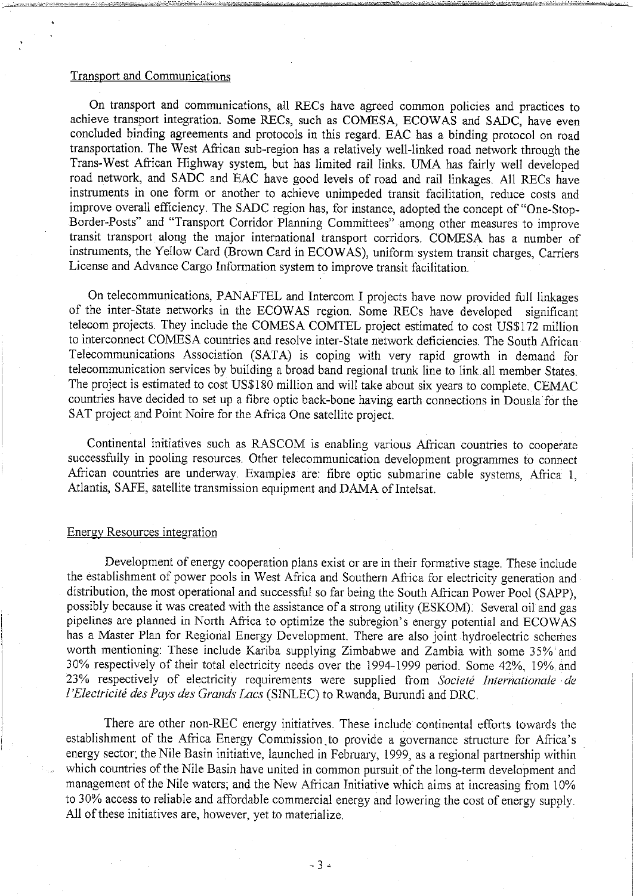## Transport and Communications

On transport and communications, all RECs have agreed common policies and practices to achieve transport integration. Some RECs, such as COMESA, ECOWAS and SADC, have even concluded binding agreements and protocols in this regard. EAC has a binding protocol on road transportation. The West African sub-region has a relatively well-linked road network through the Trans-West African Highway system, but has limited rail links. UMA has fairly well developed road network, and SADC and EAC have good levels of road and rail linkages. All RECs have instruments in one form or another to achieve unimpeded transit facilitation, reduce costs and improve overall efficiency. The SADC region has, for instance, adopted the concept of "One-Stop-Border-Posts" and "Transport Corridor Planning Committees" among other measures to improve transit transport along the major international transport corridors. COMESA has a number of instruments, the Yellow Card (Brown Card in ECOWAS), uniform system transit charges, Carriers License and Advance Cargo Information system to improve transit facilitation.

On telecommunications, PANAFTEL and Intercom I projects have now provided full linkages of the inter-State networks in the ECOWAS region. Some RECs have developed significant telecom projects. They include the COMESA COMTEL project estimated to cost US$172 million to interconnect COMESA countries and resolve inter-State network deficiencies. The South African Telecommunications Association (SATA) is coping with very rapid growth in demand for telecommunication services by building a broad band regional trunk line to link all member States. The project is estimated to cost US$180 million and will take about six years to complete. CEMAC countries have decided to set up a fibre optic back-bone having earth connections in Douala for the SAT project and Point Noire for the Africa One satellite project.

Continental initiatives such as RASCOM is enabling various African countries to cooperate successfully in pooling resources. Other telecommunication development programmes to connect African countries are underway. Examples are: fibre optic submarine cable systems, Africa 1, Atlantis, SAFE, satellite transmission equipment and DAMA of Intelsat.

## Energy Resources integration

Development of energy cooperation plans exist or are in their formative stage. These include the establishment of power pools in West Africa and Southern Africa for electricity generation and distribution, the most operational and successful so far being the South African Power Pool (SAPP), possibly because it was created with the assistance of a strong utility (ESKOM). Several oil and gas pipelines are planned in North Africa to optimize the subregion's energy potential and ECOWAS has a Master Plan for Regional Energy Development. There are also joint hydroelectric schemes worth mentioning: These include Kariba supplying Zimbabwe and Zambia with some 35% and 30% respectively of their total electricity needs over the 1994-1999 period. Some 42%, 19% and 23% respectively of electricity requirements were supplied from *Societé Internationale de l'Electricité des Pays des Grands Lacs* (SINLEC) to Rwanda, Burundi and DRC.

There are other non-REC energy initiatives. These include continental efforts towards the establishment of the Africa Energy Commission to provide a governance structure for Africa's energy sector; the Nile Basin initiative, launched in February, 1999, as a regional partnership within which countries of the Nile Basin have united in common pursuit of the long-term development and management of the Nile waters; and the New African Initiative which aims at increasing from 10% to 30% access to reliable and affordable commercial energy and lowering the cost of energy supply. All of these initiatives are, however, yet to materialize.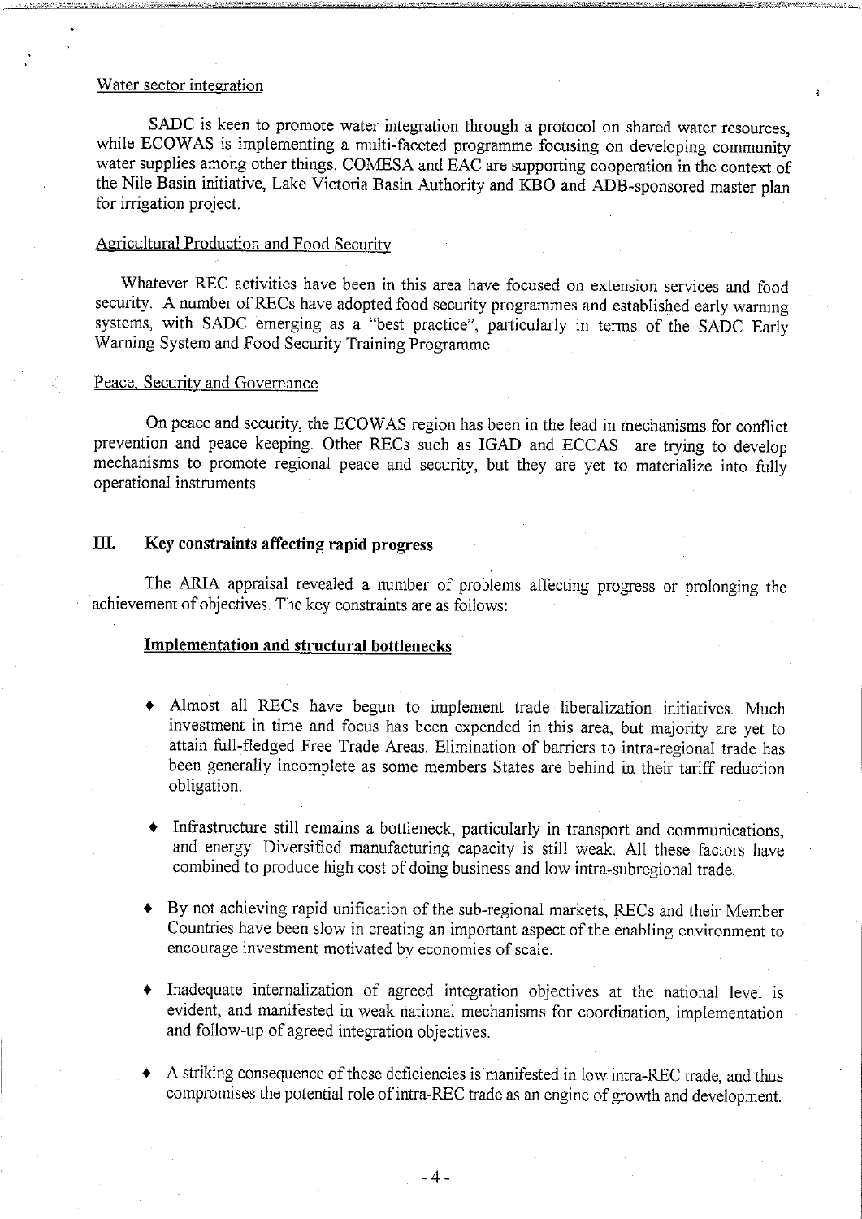Water sector integration

SADC is keen to promote water integration through a protocol on shared water resources, while ECOWAS is implementing a multi-faceted programme focusing on developing community water supplies among other things. COMESA and EAC are supporting cooperation in the context of the Nile Basin initiative, Lake Victoria Basin Authority and KBO and ADB-sponsored master plan for irrigation project.

Agricultural Production and Food Security

Whatever REC activities have been in this area have focused on extension services and food security. A number of RECs have adopted food security programmes and established early warning systems, with SADC emerging as a "best practice", particularly in terms of the SADC Early Warning System and Food Security Training Programme .

Peace, Security and Governance

On peace and security, the ECOWAS region has been in the lead in mechanisms for conflict prevention and peace keeping. Other RECs such as IGAD and ECCAS are trying to develop mechanisms to promote regional peace and security, but they are yet to materialize into fully operational instruments.

## III. Key constraints affecting rapid progress

The ARIA appraisal revealed a number of problems affecting progress or prolonging the achievement of objectives. The key constraints are as follows:

### Implementation and structural bottlenecks

- Almost all RECs have begun to implement trade liberalization initiatives. Much investment in time and focus has been expended in this area, but majority are yet to attain full-fledged Free Trade Areas. Elimination of barriers to intra-regional trade has been generally incomplete as some members States are behind in their tariff reduction obligation.

- Infrastructure still remains a bottleneck, particularly in transport and communications, and energy. Diversified manufacturing capacity is still weak. All these factors have combined to produce high cost of doing business and low intra-subregional trade.

- By not achieving rapid unification of the sub-regional markets, RECs and their Member Countries have been slow in creating an important aspect of the enabling environment to encourage investment motivated by economies of scale.

- Inadequate internalization of agreed integration objectives at the national level is evident, and manifested in weak national mechanisms for coordination, implementation and follow-up of agreed integration objectives.

- A striking consequence of these deficiencies is manifested in low intra-REC trade, and thus compromises the potential role of intra-REC trade as an engine of growth and development.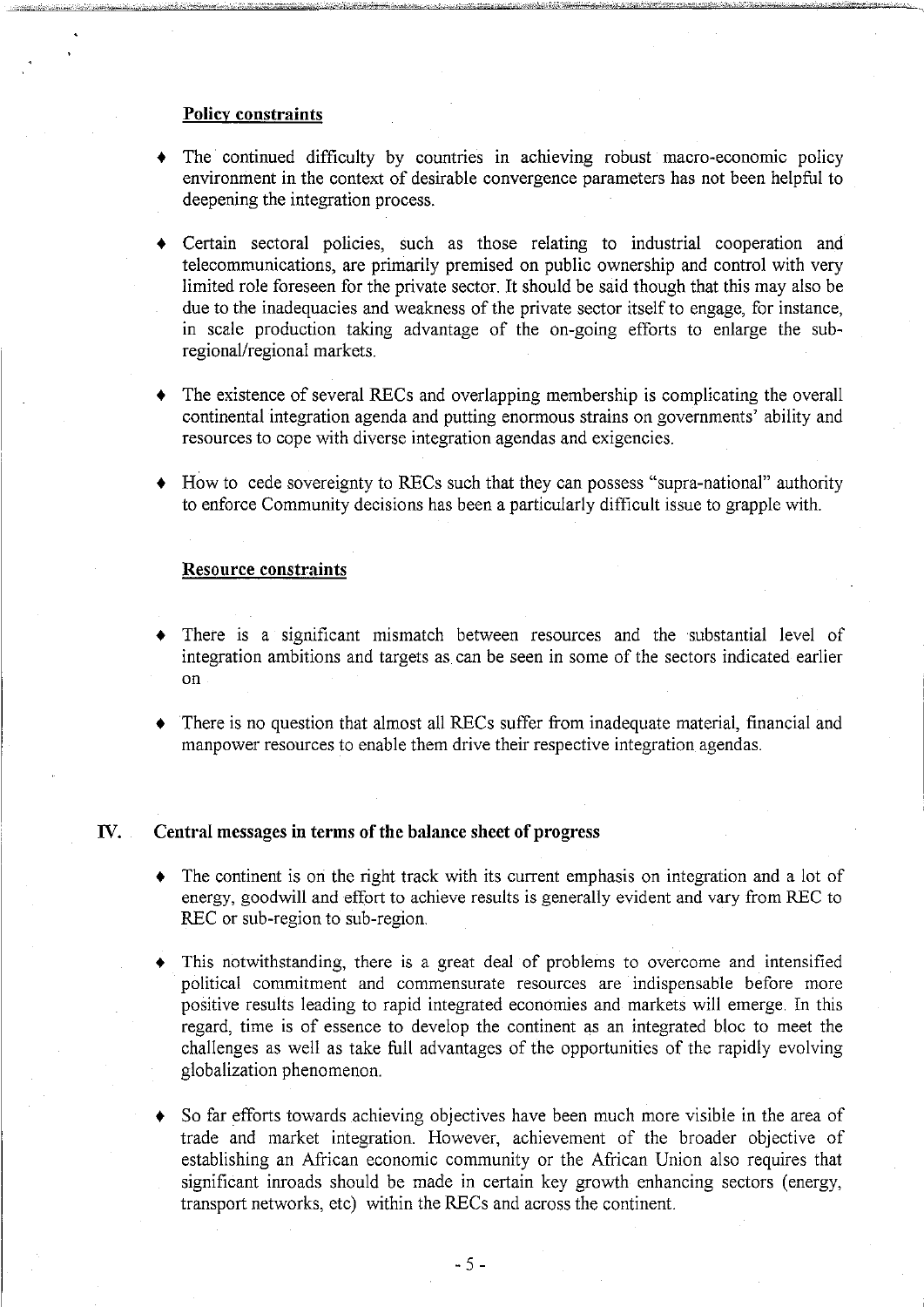**Policy constraints**

- The continued difficulty by countries in achieving robust macro-economic policy environment in the context of desirable convergence parameters has not been helpful to deepening the integration process.

- Certain sectoral policies, such as those relating to industrial cooperation and telecommunications, are primarily premised on public ownership and control with very limited role foreseen for the private sector. It should be said though that this may also be due to the inadequacies and weakness of the private sector itself to engage, for instance, in scale production taking advantage of the on-going efforts to enlarge the sub-regional/regional markets.

- The existence of several RECs and overlapping membership is complicating the overall continental integration agenda and putting enormous strains on governments' ability and resources to cope with diverse integration agendas and exigencies.

- How to cede sovereignty to RECs such that they can possess "supra-national" authority to enforce Community decisions has been a particularly difficult issue to grapple with.

**Resource constraints**

- There is a significant mismatch between resources and the substantial level of integration ambitions and targets as can be seen in some of the sectors indicated earlier on

- There is no question that almost all RECs suffer from inadequate material, financial and manpower resources to enable them drive their respective integration agendas.

## IV. Central messages in terms of the balance sheet of progress

- The continent is on the right track with its current emphasis on integration and a lot of energy, goodwill and effort to achieve results is generally evident and vary from REC to REC or sub-region to sub-region.

- This notwithstanding, there is a great deal of problems to overcome and intensified political commitment and commensurate resources are indispensable before more positive results leading to rapid integrated economies and markets will emerge. In this regard, time is of essence to develop the continent as an integrated bloc to meet the challenges as well as take full advantages of the opportunities of the rapidly evolving globalization phenomenon.

- So far efforts towards achieving objectives have been much more visible in the area of trade and market integration. However, achievement of the broader objective of establishing an African economic community or the African Union also requires that significant inroads should be made in certain key growth enhancing sectors (energy, transport networks, etc) within the RECs and across the continent.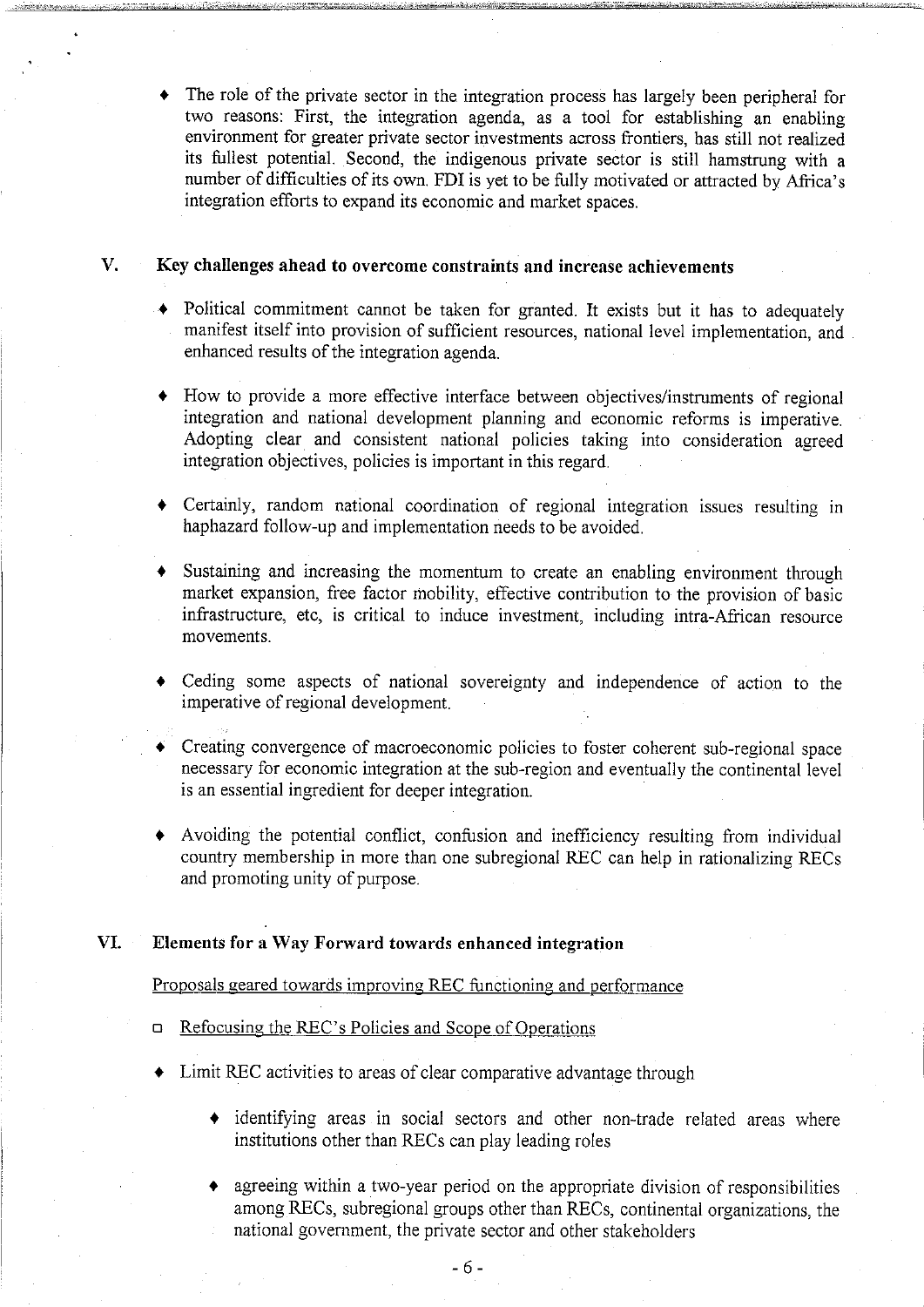- The role of the private sector in the integration process has largely been peripheral for two reasons: First, the integration agenda, as a tool for establishing an enabling environment for greater private sector investments across frontiers, has still not realized its fullest potential. Second, the indigenous private sector is still hamstrung with a number of difficulties of its own. FDI is yet to be fully motivated or attracted by Africa's integration efforts to expand its economic and market spaces.

## V. Key challenges ahead to overcome constraints and increase achievements

- Political commitment cannot be taken for granted. It exists but it has to adequately manifest itself into provision of sufficient resources, national level implementation, and enhanced results of the integration agenda.

- How to provide a more effective interface between objectives/instruments of regional integration and national development planning and economic reforms is imperative. Adopting clear and consistent national policies taking into consideration agreed integration objectives, policies is important in this regard.

- Certainly, random national coordination of regional integration issues resulting in haphazard follow-up and implementation needs to be avoided.

- Sustaining and increasing the momentum to create an enabling environment through market expansion, free factor mobility, effective contribution to the provision of basic infrastructure, etc, is critical to induce investment, including intra-African resource movements.

- Ceding some aspects of national sovereignty and independence of action to the imperative of regional development.

- Creating convergence of macroeconomic policies to foster coherent sub-regional space necessary for economic integration at the sub-region and eventually the continental level is an essential ingredient for deeper integration.

- Avoiding the potential conflict, confusion and inefficiency resulting from individual country membership in more than one subregional REC can help in rationalizing RECs and promoting unity of purpose.

## VI. Elements for a Way Forward towards enhanced integration

<u>Proposals geared towards improving REC functioning and performance</u>

- <u>Refocusing the REC's Policies and Scope of Operations</u>

- Limit REC activities to areas of clear comparative advantage through

    - identifying areas in social sectors and other non-trade related areas where institutions other than RECs can play leading roles

    - agreeing within a two-year period on the appropriate division of responsibilities among RECs, subregional groups other than RECs, continental organizations, the national government, the private sector and other stakeholders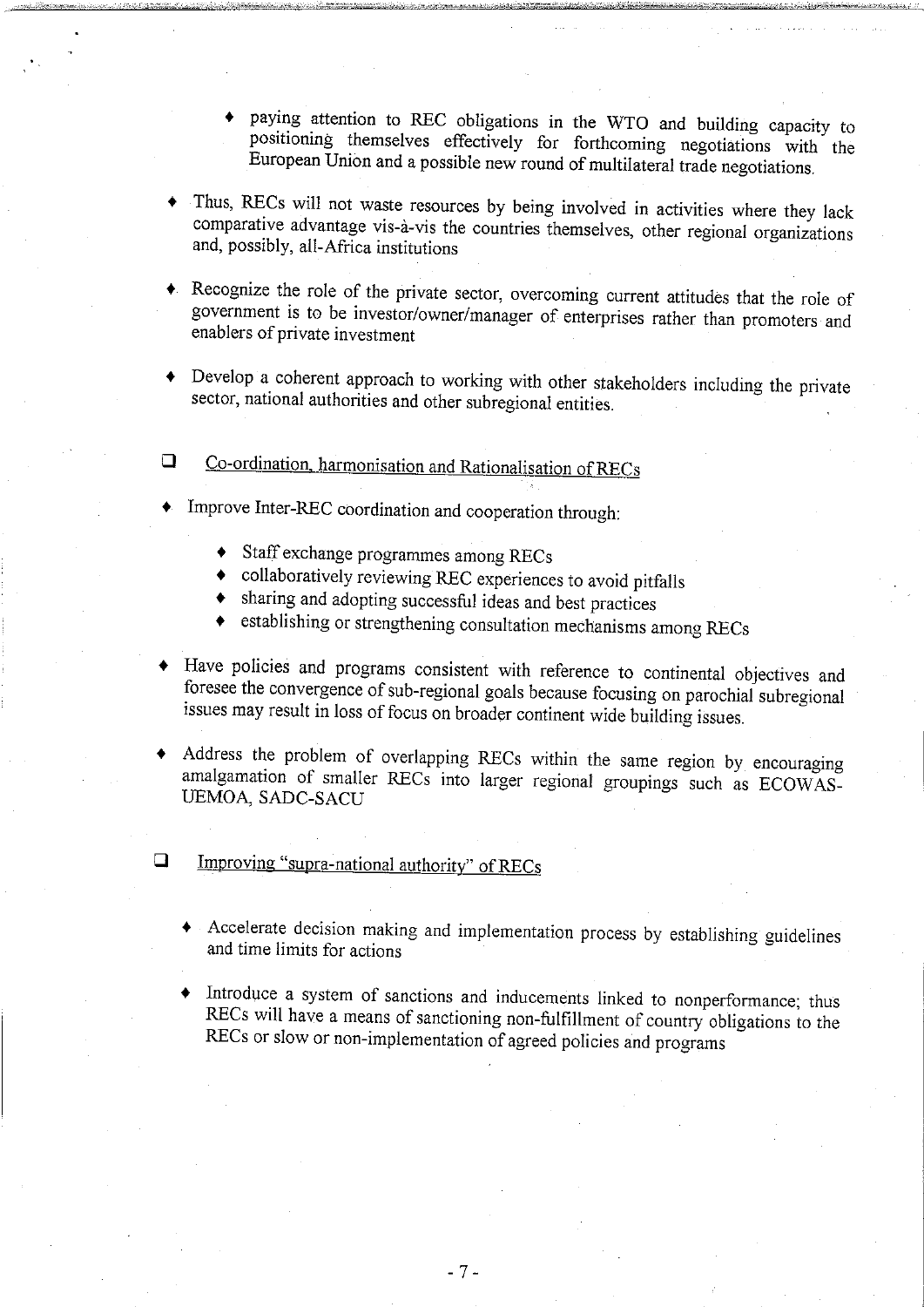- paying attention to REC obligations in the WTO and building capacity to positioning themselves effectively for forthcoming negotiations with the European Union and a possible new round of multilateral trade negotiations.

- Thus, RECs will not waste resources by being involved in activities where they lack comparative advantage vis-à-vis the countries themselves, other regional organizations and, possibly, all-Africa institutions

- Recognize the role of the private sector, overcoming current attitudes that the role of government is to be investor/owner/manager of enterprises rather than promoters and enablers of private investment

- Develop a coherent approach to working with other stakeholders including the private sector, national authorities and other subregional entities.

- <u>Co-ordination, harmonisation and Rationalisation of RECs</u>

- Improve Inter-REC coordination and cooperation through:
  - Staff exchange programmes among RECs
  - collaboratively reviewing REC experiences to avoid pitfalls
  - sharing and adopting successful ideas and best practices
  - establishing or strengthening consultation mechanisms among RECs

- Have policies and programs consistent with reference to continental objectives and foresee the convergence of sub-regional goals because focusing on parochial subregional issues may result in loss of focus on broader continent wide building issues.

- Address the problem of overlapping RECs within the same region by encouraging amalgamation of smaller RECs into larger regional groupings such as ECOWAS-UEMOA, SADC-SACU

- <u>Improving "supra-national authority" of RECs</u>

  - Accelerate decision making and implementation process by establishing guidelines and time limits for actions

  - Introduce a system of sanctions and inducements linked to nonperformance; thus RECs will have a means of sanctioning non-fulfillment of country obligations to the RECs or slow or non-implementation of agreed policies and programs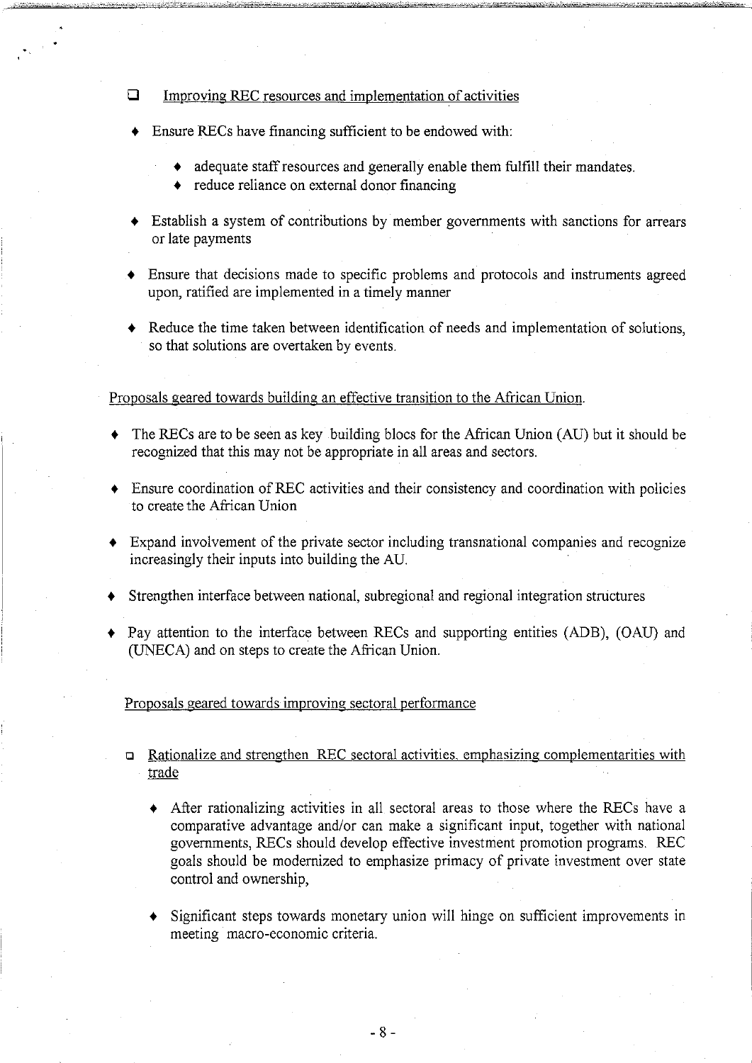- ❑ Improving REC resources and implementation of activities

- Ensure RECs have financing sufficient to be endowed with:

    - adequate staff resources and generally enable them fulfill their mandates.
    - reduce reliance on external donor financing

- Establish a system of contributions by member governments with sanctions for arrears or late payments

- Ensure that decisions made to specific problems and protocols and instruments agreed upon, ratified are implemented in a timely manner

- Reduce the time taken between identification of needs and implementation of solutions, so that solutions are overtaken by events.

Proposals geared towards building an effective transition to the African Union.

- The RECs are to be seen as key building blocs for the African Union (AU) but it should be recognized that this may not be appropriate in all areas and sectors.

- Ensure coordination of REC activities and their consistency and coordination with policies to create the African Union

- Expand involvement of the private sector including transnational companies and recognize increasingly their inputs into building the AU.

- Strengthen interface between national, subregional and regional integration structures

- Pay attention to the interface between RECs and supporting entities (ADB), (OAU) and (UNECA) and on steps to create the African Union.

Proposals geared towards improving sectoral performance

- ❑ Rationalize and strengthen REC sectoral activities, emphasizing complementarities with trade

    - After rationalizing activities in all sectoral areas to those where the RECs have a comparative advantage and/or can make a significant input, together with national governments, RECs should develop effective investment promotion programs. REC goals should be modernized to emphasize primacy of private investment over state control and ownership,

    - Significant steps towards monetary union will hinge on sufficient improvements in meeting macro-economic criteria.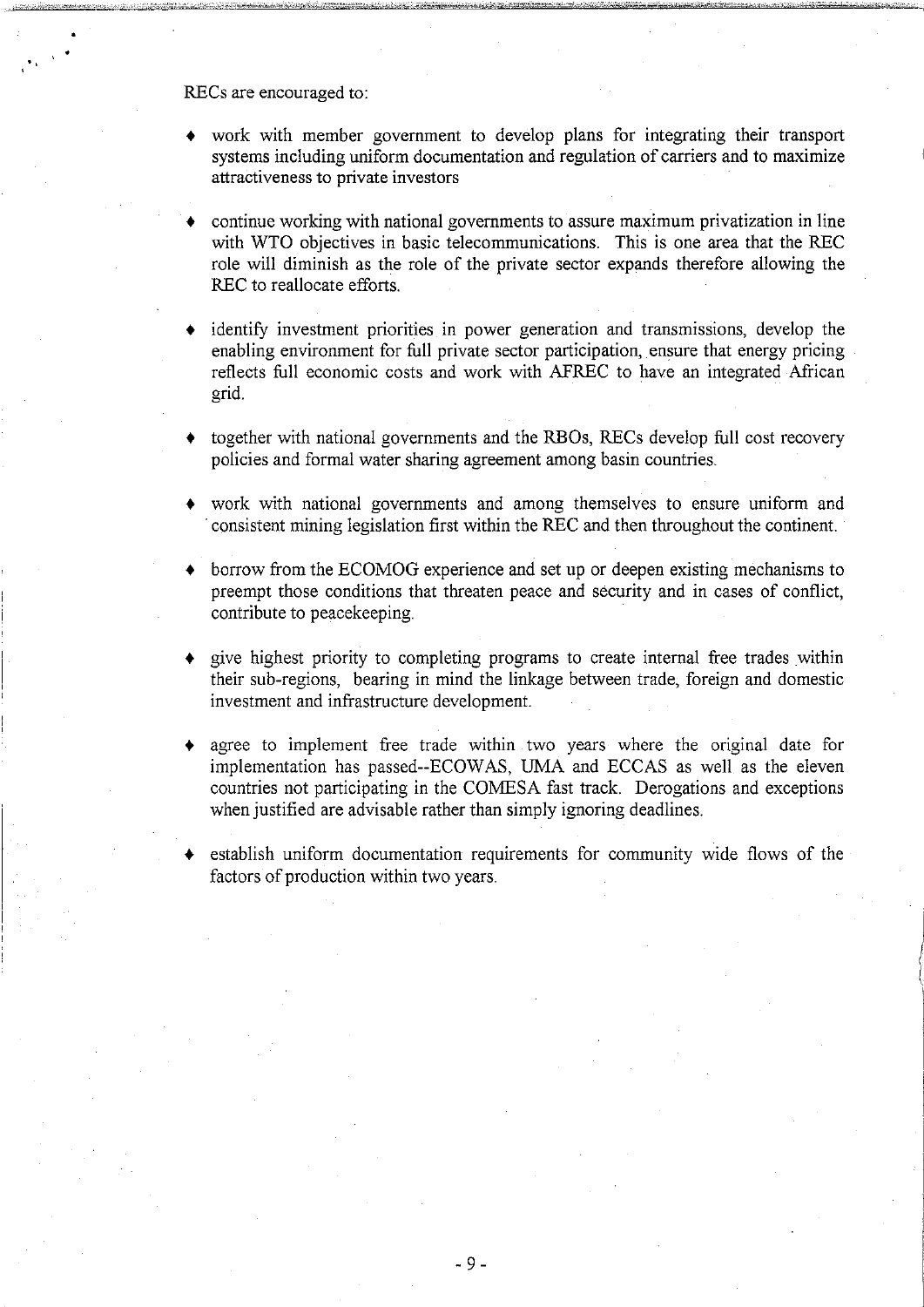RECs are encouraged to:

- work with member government to develop plans for integrating their transport systems including uniform documentation and regulation of carriers and to maximize attractiveness to private investors

- continue working with national governments to assure maximum privatization in line with WTO objectives in basic telecommunications. This is one area that the REC role will diminish as the role of the private sector expands therefore allowing the REC to reallocate efforts.

- identify investment priorities in power generation and transmissions, develop the enabling environment for full private sector participation, ensure that energy pricing reflects full economic costs and work with AFREC to have an integrated African grid.

- together with national governments and the RBOs, RECs develop full cost recovery policies and formal water sharing agreement among basin countries.

- work with national governments and among themselves to ensure uniform and consistent mining legislation first within the REC and then throughout the continent.

- borrow from the ECOMOG experience and set up or deepen existing mechanisms to preempt those conditions that threaten peace and security and in cases of conflict, contribute to peacekeeping.

- give highest priority to completing programs to create internal free trades within their sub-regions, bearing in mind the linkage between trade, foreign and domestic investment and infrastructure development.

- agree to implement free trade within two years where the original date for implementation has passed--ECOWAS, UMA and ECCAS as well as the eleven countries not participating in the COMESA fast track. Derogations and exceptions when justified are advisable rather than simply ignoring deadlines.

- establish uniform documentation requirements for community wide flows of the factors of production within two years.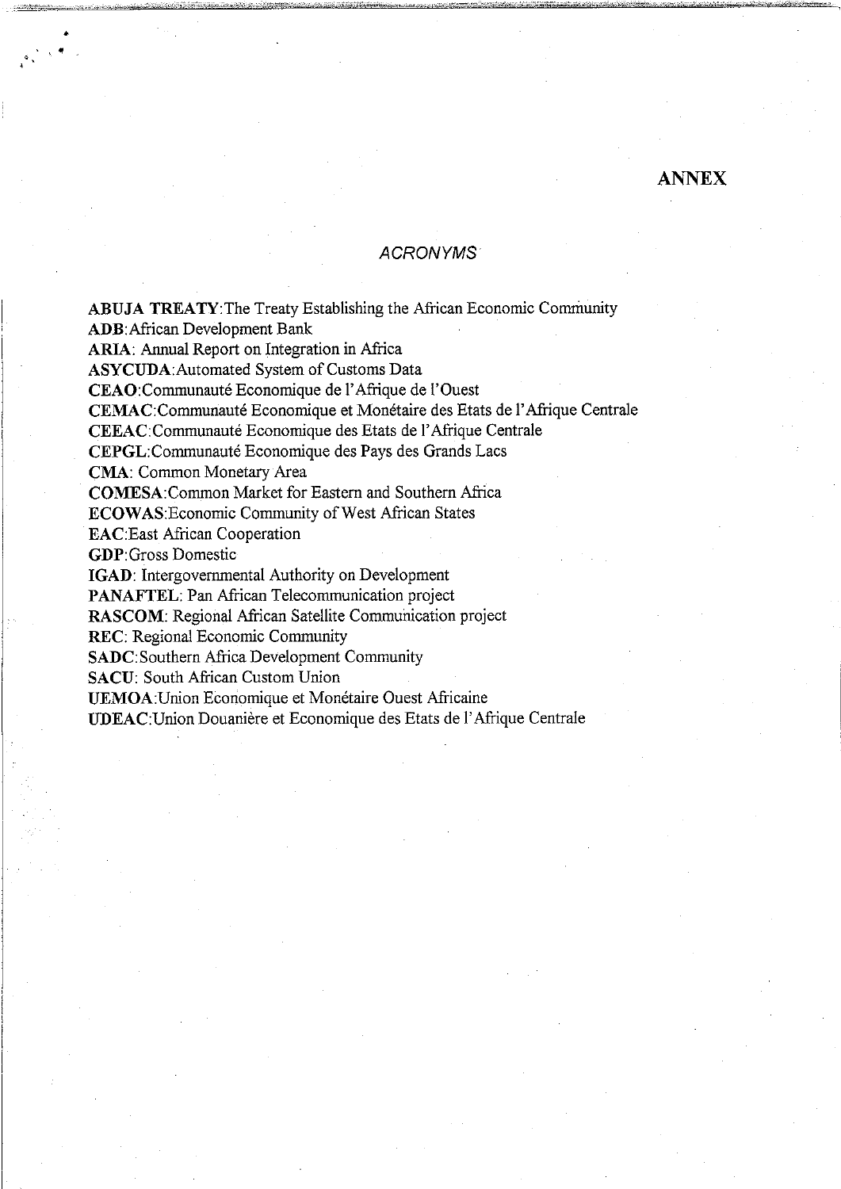# ANNEX

## *ACRONYMS*

**ABUJA TREATY**:The Treaty Establishing the African Economic Community
**ADB**:African Development Bank
**ARIA**: Annual Report on Integration in Africa
**ASYCUDA**:Automated System of Customs Data
**CEAO**:Communauté Economique de l'Afrique de l'Ouest
**CEMAC**:Communauté Economique et Monétaire des Etats de l'Afrique Centrale
**CEEAC**:Communauté Economique des Etats de l'Afrique Centrale
**CEPGL**:Communauté Economique des Pays des Grands Lacs
**CMA**: Common Monetary Area
**COMESA**:Common Market for Eastern and Southern Africa
**ECOWAS**:Economic Community of West African States
**EAC**:East African Cooperation
**GDP**:Gross Domestic
**IGAD**: Intergovernmental Authority on Development
**PANAFTEL**: Pan African Telecommunication project
**RASCOM**: Regional African Satellite Communication project
**REC**: Regional Economic Community
**SADC**:Southern Africa Development Community
**SACU**: South African Custom Union
**UEMOA**:Union Economique et Monétaire Ouest Africaine
**UDEAC**:Union Douanière et Economique des Etats de l'Afrique Centrale